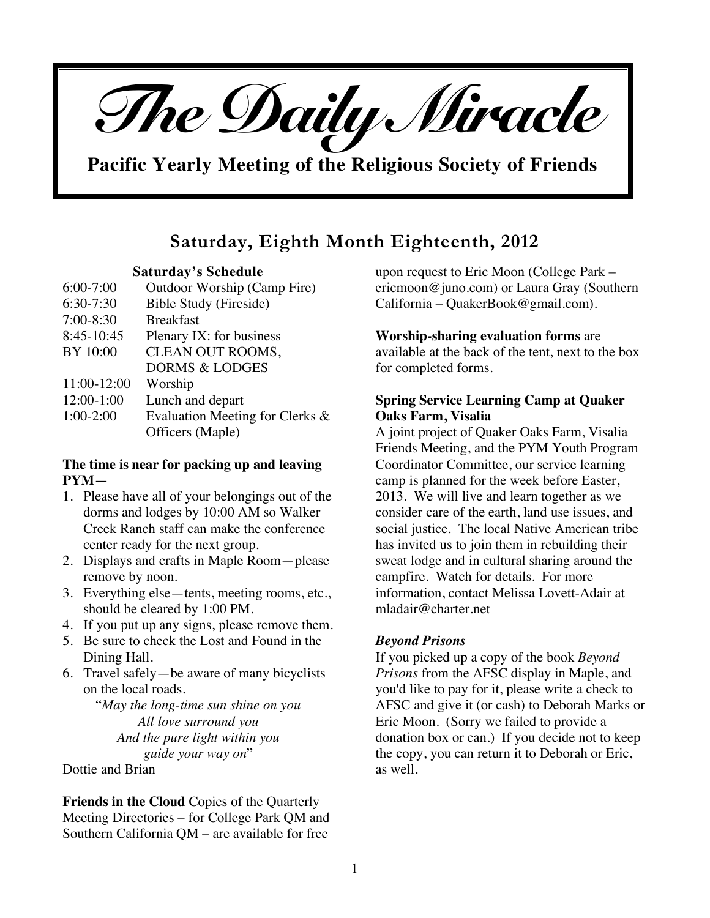# The Daily Miracle

**Pacific Yearly Meeting of the Religious Society of Friends**

## Saturday, Eighth Month Eighteenth, 2012

**Saturday's Schedule**

| | |
|---|---|
| 6:00-7:00 | Outdoor Worship (Camp Fire) |
| 6:30-7:30 | Bible Study (Fireside) |
| 7:00-8:30 | Breakfast |
| 8:45-10:45 | Plenary IX: for business |
| BY 10:00 | CLEAN OUT ROOMS, DORMS & LODGES |
| 11:00-12:00 | Worship |
| 12:00-1:00 | Lunch and depart |
| 1:00-2:00 | Evaluation Meeting for Clerks & Officers (Maple) |

**The time is near for packing up and leaving PYM—**

1. Please have all of your belongings out of the dorms and lodges by 10:00 AM so Walker Creek Ranch staff can make the conference center ready for the next group.
2. Displays and crafts in Maple Room—please remove by noon.
3. Everything else—tents, meeting rooms, etc., should be cleared by 1:00 PM.
4. If you put up any signs, please remove them.
5. Be sure to check the Lost and Found in the Dining Hall.
6. Travel safely—be aware of many bicyclists on the local roads.

"*May the long-time sun shine on you*
*All love surround you*
*And the pure light within you*
*guide your way on*"

Dottie and Brian

**Friends in the Cloud** Copies of the Quarterly Meeting Directories – for College Park QM and Southern California QM – are available for free upon request to Eric Moon (College Park – ericmoon@juno.com) or Laura Gray (Southern California – QuakerBook@gmail.com).

**Worship-sharing evaluation forms** are available at the back of the tent, next to the box for completed forms.

**Spring Service Learning Camp at Quaker Oaks Farm, Visalia**

A joint project of Quaker Oaks Farm, Visalia Friends Meeting, and the PYM Youth Program Coordinator Committee, our service learning camp is planned for the week before Easter, 2013. We will live and learn together as we consider care of the earth, land use issues, and social justice. The local Native American tribe has invited us to join them in rebuilding their sweat lodge and in cultural sharing around the campfire. Watch for details. For more information, contact Melissa Lovett-Adair at mladair@charter.net

***Beyond Prisons***

If you picked up a copy of the book *Beyond Prisons* from the AFSC display in Maple, and you'd like to pay for it, please write a check to AFSC and give it (or cash) to Deborah Marks or Eric Moon. (Sorry we failed to provide a donation box or can.) If you decide not to keep the copy, you can return it to Deborah or Eric, as well.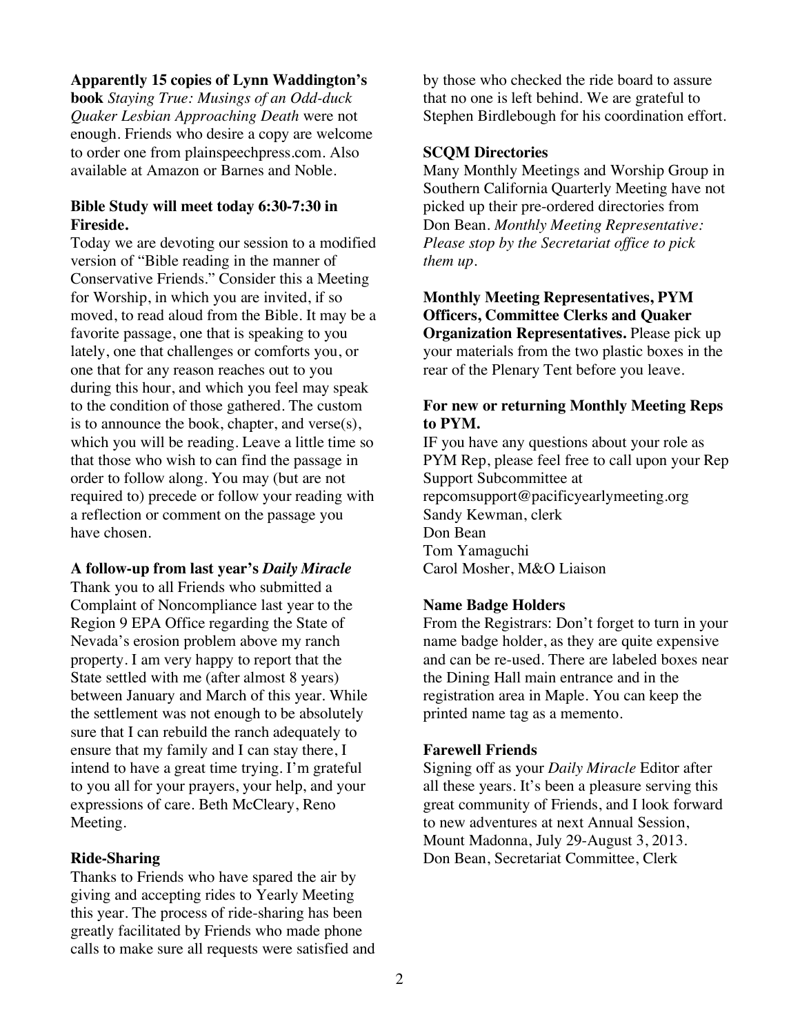**Apparently 15 copies of Lynn Waddington's book** *Staying True: Musings of an Odd-duck Quaker Lesbian Approaching Death* were not enough. Friends who desire a copy are welcome to order one from plainspeechpress.com. Also available at Amazon or Barnes and Noble.

**Bible Study will meet today 6:30-7:30 in Fireside.**

Today we are devoting our session to a modified version of "Bible reading in the manner of Conservative Friends." Consider this a Meeting for Worship, in which you are invited, if so moved, to read aloud from the Bible. It may be a favorite passage, one that is speaking to you lately, one that challenges or comforts you, or one that for any reason reaches out to you during this hour, and which you feel may speak to the condition of those gathered. The custom is to announce the book, chapter, and verse(s), which you will be reading. Leave a little time so that those who wish to can find the passage in order to follow along. You may (but are not required to) precede or follow your reading with a reflection or comment on the passage you have chosen.

**A follow-up from last year's *Daily Miracle***

Thank you to all Friends who submitted a Complaint of Noncompliance last year to the Region 9 EPA Office regarding the State of Nevada's erosion problem above my ranch property. I am very happy to report that the State settled with me (after almost 8 years) between January and March of this year. While the settlement was not enough to be absolutely sure that I can rebuild the ranch adequately to ensure that my family and I can stay there, I intend to have a great time trying. I'm grateful to you all for your prayers, your help, and your expressions of care. Beth McCleary, Reno Meeting.

**Ride-Sharing**

Thanks to Friends who have spared the air by giving and accepting rides to Yearly Meeting this year. The process of ride-sharing has been greatly facilitated by Friends who made phone calls to make sure all requests were satisfied and by those who checked the ride board to assure that no one is left behind. We are grateful to Stephen Birdlebough for his coordination effort.

**SCQM Directories**

Many Monthly Meetings and Worship Group in Southern California Quarterly Meeting have not picked up their pre-ordered directories from Don Bean. *Monthly Meeting Representative: Please stop by the Secretariat office to pick them up.*

**Monthly Meeting Representatives, PYM Officers, Committee Clerks and Quaker Organization Representatives.** Please pick up your materials from the two plastic boxes in the rear of the Plenary Tent before you leave.

**For new or returning Monthly Meeting Reps to PYM.**

IF you have any questions about your role as PYM Rep, please feel free to call upon your Rep Support Subcommittee at
repcomsupport@pacificyearlymeeting.org
Sandy Kewman, clerk
Don Bean
Tom Yamaguchi
Carol Mosher, M&O Liaison

**Name Badge Holders**

From the Registrars: Don't forget to turn in your name badge holder, as they are quite expensive and can be re-used. There are labeled boxes near the Dining Hall main entrance and in the registration area in Maple. You can keep the printed name tag as a memento.

**Farewell Friends**

Signing off as your *Daily Miracle* Editor after all these years. It's been a pleasure serving this great community of Friends, and I look forward to new adventures at next Annual Session, Mount Madonna, July 29-August 3, 2013.
Don Bean, Secretariat Committee, Clerk